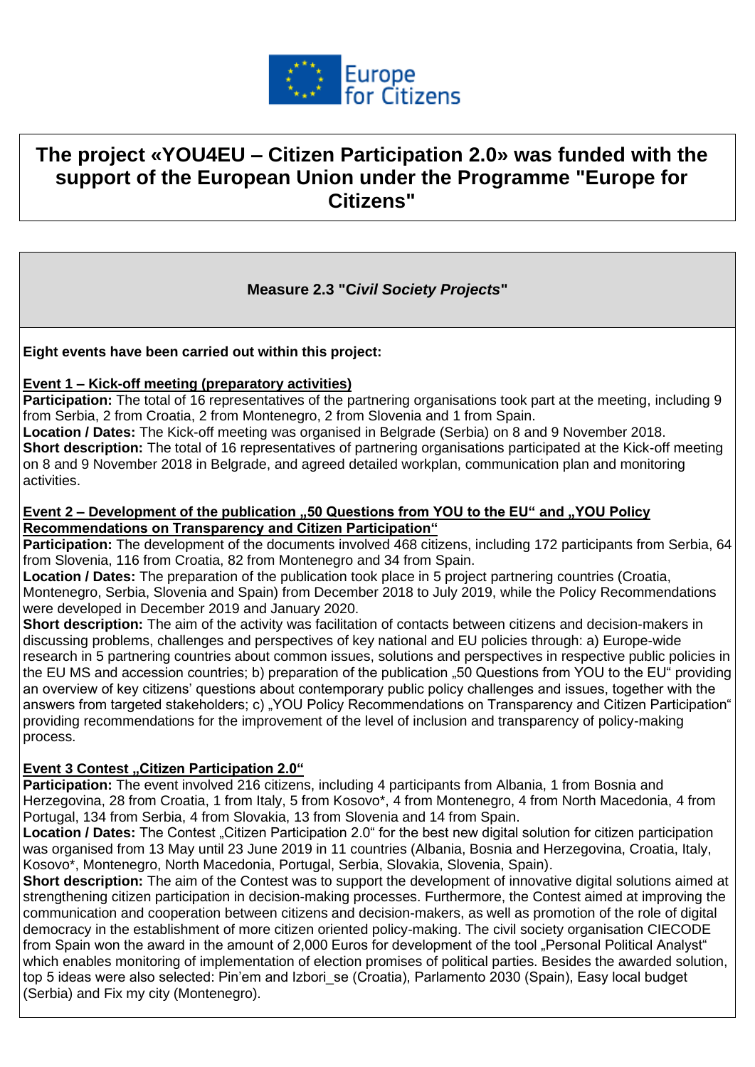Europe for Citizens

# The project «YOU4EU – Citizen Participation 2.0» was funded with the support of the European Union under the Programme "Europe for Citizens"

## Measure 2.3 "*Civil Society Projects*"

**Eight events have been carried out within this project:**

**Event 1 – Kick-off meeting (preparatory activities)**

**Participation:** The total of 16 representatives of the partnering organisations took part at the meeting, including 9 from Serbia, 2 from Croatia, 2 from Montenegro, 2 from Slovenia and 1 from Spain.

**Location / Dates:** The Kick-off meeting was organised in Belgrade (Serbia) on 8 and 9 November 2018.

**Short description:** The total of 16 representatives of partnering organisations participated at the Kick-off meeting on 8 and 9 November 2018 in Belgrade, and agreed detailed workplan, communication plan and monitoring activities.

**Event 2 – Development of the publication „50 Questions from YOU to the EU" and „YOU Policy Recommendations on Transparency and Citizen Participation"**

**Participation:** The development of the documents involved 468 citizens, including 172 participants from Serbia, 64 from Slovenia, 116 from Croatia, 82 from Montenegro and 34 from Spain.

**Location / Dates:** The preparation of the publication took place in 5 project partnering countries (Croatia, Montenegro, Serbia, Slovenia and Spain) from December 2018 to July 2019, while the Policy Recommendations were developed in December 2019 and January 2020.

**Short description:** The aim of the activity was facilitation of contacts between citizens and decision-makers in discussing problems, challenges and perspectives of key national and EU policies through: a) Europe-wide research in 5 partnering countries about common issues, solutions and perspectives in respective public policies in the EU MS and accession countries; b) preparation of the publication „50 Questions from YOU to the EU" providing an overview of key citizens' questions about contemporary public policy challenges and issues, together with the answers from targeted stakeholders; c) „YOU Policy Recommendations on Transparency and Citizen Participation" providing recommendations for the improvement of the level of inclusion and transparency of policy-making process.

**Event 3 Contest „Citizen Participation 2.0"**

**Participation:** The event involved 216 citizens, including 4 participants from Albania, 1 from Bosnia and Herzegovina, 28 from Croatia, 1 from Italy, 5 from Kosovo*, 4 from Montenegro, 4 from North Macedonia, 4 from Portugal, 134 from Serbia, 4 from Slovakia, 13 from Slovenia and 14 from Spain.

**Location / Dates:** The Contest „Citizen Participation 2.0" for the best new digital solution for citizen participation was organised from 13 May until 23 June 2019 in 11 countries (Albania, Bosnia and Herzegovina, Croatia, Italy, Kosovo*, Montenegro, North Macedonia, Portugal, Serbia, Slovakia, Slovenia, Spain).

**Short description:** The aim of the Contest was to support the development of innovative digital solutions aimed at strengthening citizen participation in decision-making processes. Furthermore, the Contest aimed at improving the communication and cooperation between citizens and decision-makers, as well as promotion of the role of digital democracy in the establishment of more citizen oriented policy-making. The civil society organisation CIECODE from Spain won the award in the amount of 2,000 Euros for development of the tool „Personal Political Analyst" which enables monitoring of implementation of election promises of political parties. Besides the awarded solution, top 5 ideas were also selected: Pin'em and Izbori_se (Croatia), Parlamento 2030 (Spain), Easy local budget (Serbia) and Fix my city (Montenegro).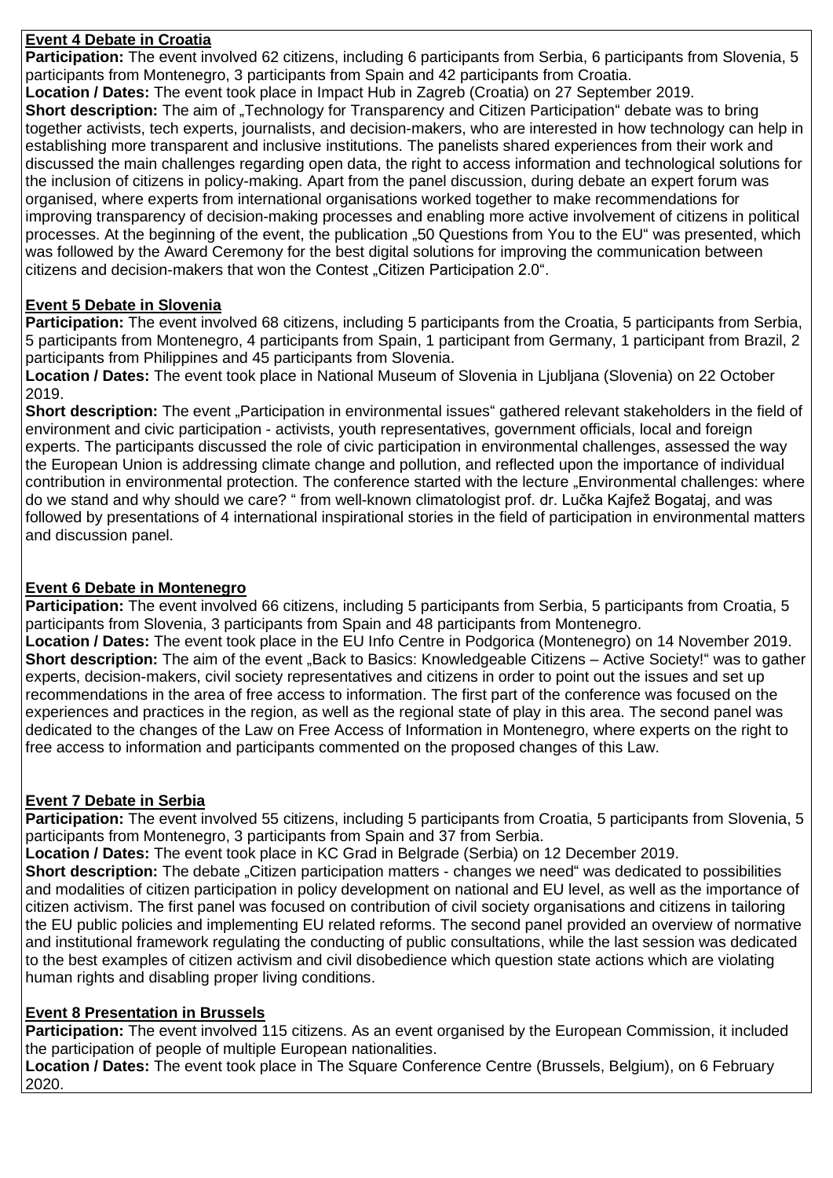**Event 4 Debate in Croatia**

**Participation:** The event involved 62 citizens, including 6 participants from Serbia, 6 participants from Slovenia, 5 participants from Montenegro, 3 participants from Spain and 42 participants from Croatia.

**Location / Dates:** The event took place in Impact Hub in Zagreb (Croatia) on 27 September 2019.

**Short description:** The aim of „Technology for Transparency and Citizen Participation" debate was to bring together activists, tech experts, journalists, and decision-makers, who are interested in how technology can help in establishing more transparent and inclusive institutions. The panelists shared experiences from their work and discussed the main challenges regarding open data, the right to access information and technological solutions for the inclusion of citizens in policy-making. Apart from the panel discussion, during debate an expert forum was organised, where experts from international organisations worked together to make recommendations for improving transparency of decision-making processes and enabling more active involvement of citizens in political processes. At the beginning of the event, the publication „50 Questions from You to the EU" was presented, which was followed by the Award Ceremony for the best digital solutions for improving the communication between citizens and decision-makers that won the Contest „Citizen Participation 2.0".

**Event 5 Debate in Slovenia**

**Participation:** The event involved 68 citizens, including 5 participants from the Croatia, 5 participants from Serbia, 5 participants from Montenegro, 4 participants from Spain, 1 participant from Germany, 1 participant from Brazil, 2 participants from Philippines and 45 participants from Slovenia.

**Location / Dates:** The event took place in National Museum of Slovenia in Ljubljana (Slovenia) on 22 October 2019.

**Short description:** The event „Participation in environmental issues" gathered relevant stakeholders in the field of environment and civic participation - activists, youth representatives, government officials, local and foreign experts. The participants discussed the role of civic participation in environmental challenges, assessed the way the European Union is addressing climate change and pollution, and reflected upon the importance of individual contribution in environmental protection. The conference started with the lecture „Environmental challenges: where do we stand and why should we care? " from well-known climatologist prof. dr. Lučka Kajfež Bogataj, and was followed by presentations of 4 international inspirational stories in the field of participation in environmental matters and discussion panel.

**Event 6 Debate in Montenegro**

**Participation:** The event involved 66 citizens, including 5 participants from Serbia, 5 participants from Croatia, 5 participants from Slovenia, 3 participants from Spain and 48 participants from Montenegro.

**Location / Dates:** The event took place in the EU Info Centre in Podgorica (Montenegro) on 14 November 2019.

**Short description:** The aim of the event „Back to Basics: Knowledgeable Citizens – Active Society!" was to gather experts, decision-makers, civil society representatives and citizens in order to point out the issues and set up recommendations in the area of free access to information. The first part of the conference was focused on the experiences and practices in the region, as well as the regional state of play in this area. The second panel was dedicated to the changes of the Law on Free Access of Information in Montenegro, where experts on the right to free access to information and participants commented on the proposed changes of this Law.

**Event 7 Debate in Serbia**

**Participation:** The event involved 55 citizens, including 5 participants from Croatia, 5 participants from Slovenia, 5 participants from Montenegro, 3 participants from Spain and 37 from Serbia.

**Location / Dates:** The event took place in KC Grad in Belgrade (Serbia) on 12 December 2019.

**Short description:** The debate „Citizen participation matters - changes we need" was dedicated to possibilities and modalities of citizen participation in policy development on national and EU level, as well as the importance of citizen activism. The first panel was focused on contribution of civil society organisations and citizens in tailoring the EU public policies and implementing EU related reforms. The second panel provided an overview of normative and institutional framework regulating the conducting of public consultations, while the last session was dedicated to the best examples of citizen activism and civil disobedience which question state actions which are violating human rights and disabling proper living conditions.

**Event 8 Presentation in Brussels**

**Participation:** The event involved 115 citizens. As an event organised by the European Commission, it included the participation of people of multiple European nationalities.

**Location / Dates:** The event took place in The Square Conference Centre (Brussels, Belgium), on 6 February 2020.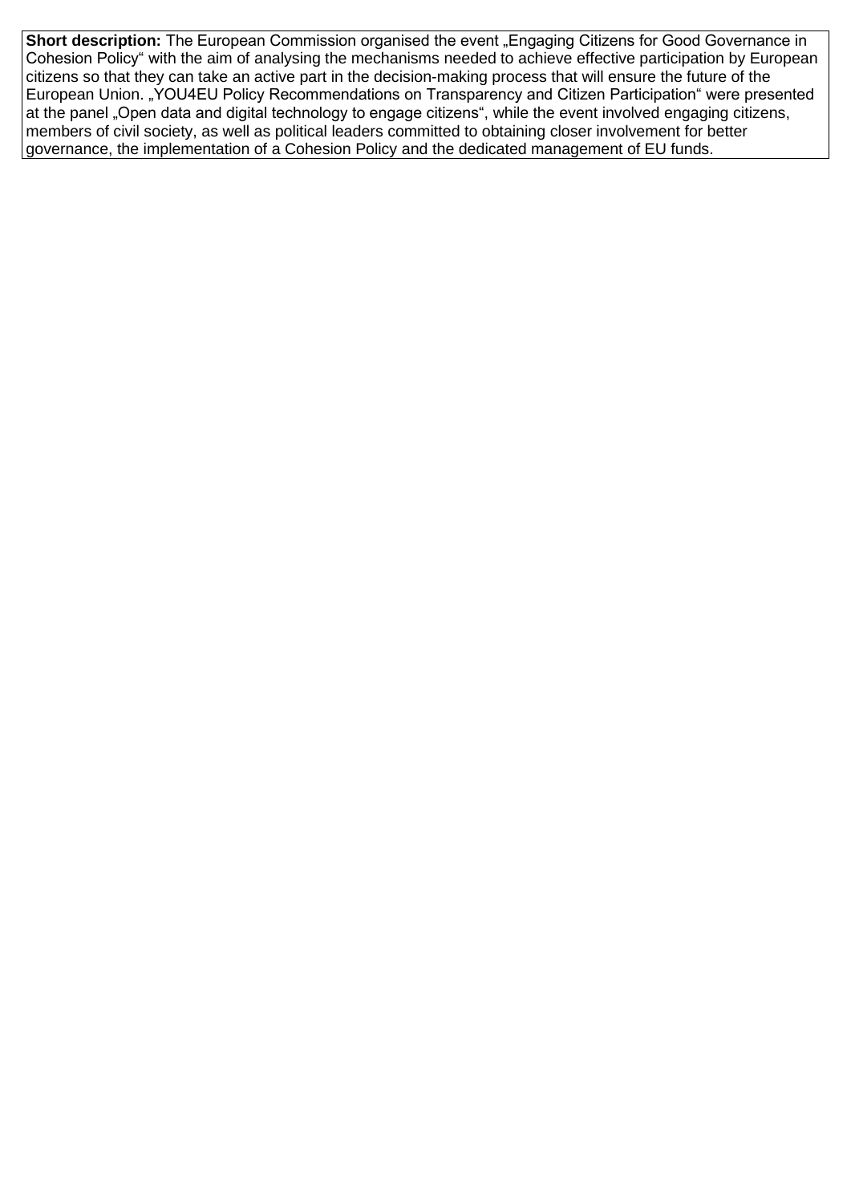**Short description:** The European Commission organised the event „Engaging Citizens for Good Governance in Cohesion Policy“ with the aim of analysing the mechanisms needed to achieve effective participation by European citizens so that they can take an active part in the decision-making process that will ensure the future of the European Union. „YOU4EU Policy Recommendations on Transparency and Citizen Participation“ were presented at the panel „Open data and digital technology to engage citizens“, while the event involved engaging citizens, members of civil society, as well as political leaders committed to obtaining closer involvement for better governance, the implementation of a Cohesion Policy and the dedicated management of EU funds.